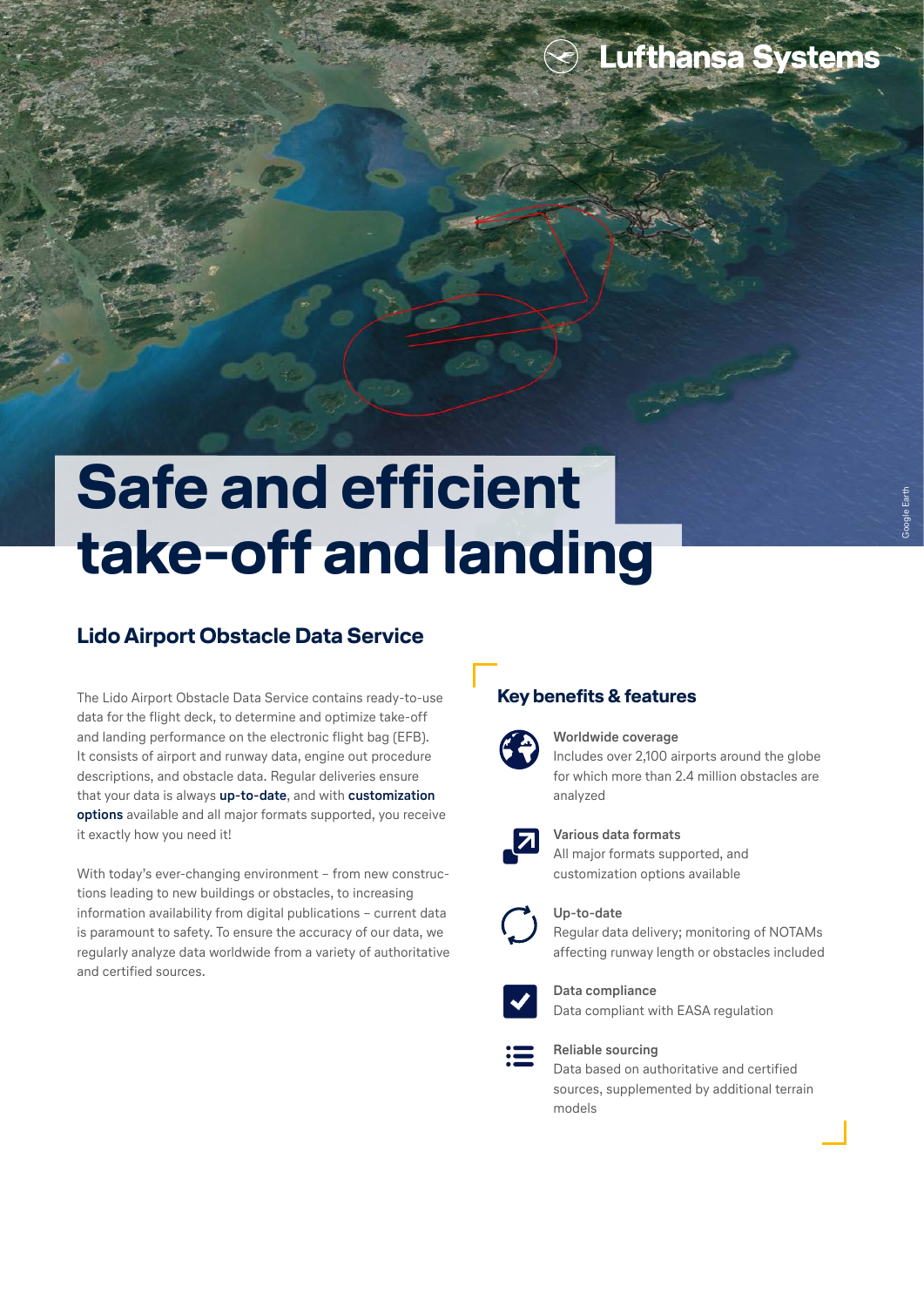# Safe and efficient take-off and landing

## Lido Airport Obstacle Data Service

The Lido Airport Obstacle Data Service contains ready-to-use data for the flight deck, to determine and optimize take-off and landing performance on the electronic flight bag (EFB). It consists of airport and runway data, engine out procedure descriptions, and obstacle data. Regular deliveries ensure that your data is always **up-to-date**, and with **customization options** available and all major formats supported, you receive it exactly how you need it!

With today's ever-changing environment – from new constructions leading to new buildings or obstacles, to increasing information availability from digital publications – current data is paramount to safety. To ensure the accuracy of our data, we regularly analyze data worldwide from a variety of authoritative and certified sources.

### Key benefits & features

**Worldwide coverage**
Includes over 2,100 airports around the globe for which more than 2.4 million obstacles are analyzed

**Various data formats**
All major formats supported, and customization options available

**Up-to-date**
Regular data delivery; monitoring of NOTAMs affecting runway length or obstacles included

**Data compliance**
Data compliant with EASA regulation

**Reliable sourcing**
Data based on authoritative and certified sources, supplemented by additional terrain models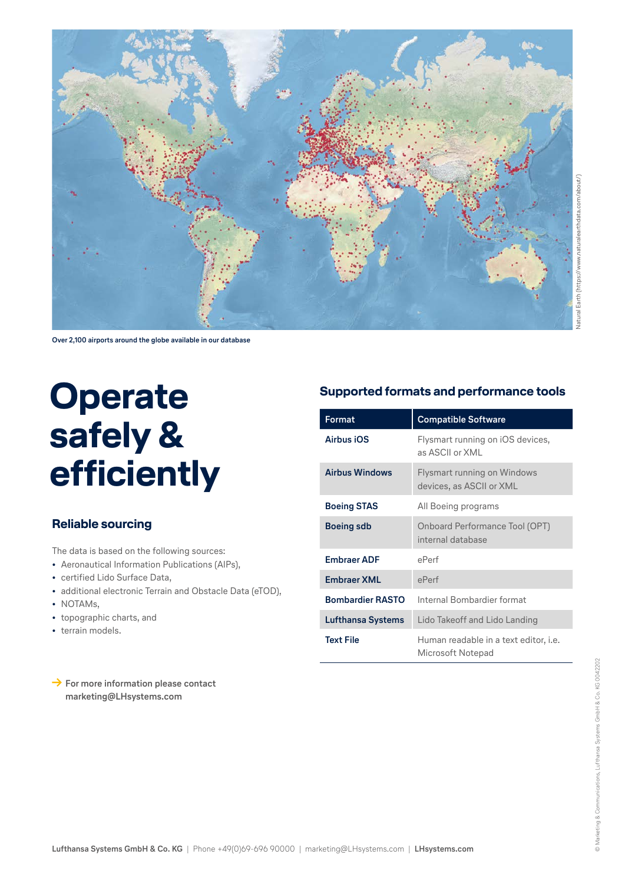Over 2,100 airports around the globe available in our database

Natural Earth (https://www.naturalearthdata.com/about/)

# Operate safely & efficiently

## Reliable sourcing

The data is based on the following sources:

- Aeronautical Information Publications (AIPs),
- certified Lido Surface Data,
- additional electronic Terrain and Obstacle Data (eTOD),
- NOTAMs,
- topographic charts, and
- terrain models.

→ For more information please contact marketing@LHsystems.com

## Supported formats and performance tools

| Format | Compatible Software |
|---|---|
| **Airbus iOS** | Flysmart running on iOS devices, as ASCII or XML |
| **Airbus Windows** | Flysmart running on Windows devices, as ASCII or XML |
| **Boeing STAS** | All Boeing programs |
| **Boeing sdb** | Onboard Performance Tool (OPT) internal database |
| **Embraer ADF** | ePerf |
| **Embraer XML** | ePerf |
| **Bombardier RASTO** | Internal Bombardier format |
| **Lufthansa Systems** | Lido Takeoff and Lido Landing |
| **Text File** | Human readable in a text editor, i.e. Microsoft Notepad |

**Lufthansa Systems GmbH & Co. KG** | Phone +49(0)69-696 90000 | marketing@LHsystems.com | **LHsystems.com**

© Marketing & Communications, Lufthansa Systems GmbH & Co. KG 0042202